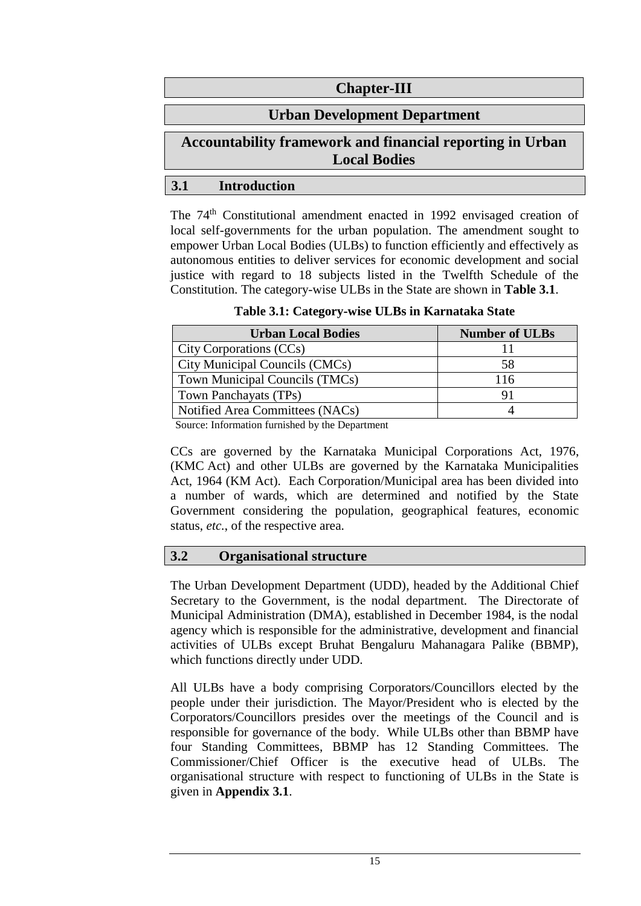# Chapter-III

# Urban Development Department

# Accountability framework and financial reporting in Urban Local Bodies

## 3.1 Introduction

The 74th Constitutional amendment enacted in 1992 envisaged creation of local self-governments for the urban population. The amendment sought to empower Urban Local Bodies (ULBs) to function efficiently and effectively as autonomous entities to deliver services for economic development and social justice with regard to 18 subjects listed in the Twelfth Schedule of the Constitution. The category-wise ULBs in the State are shown in **Table 3.1**.

**Table 3.1: Category-wise ULBs in Karnataka State**

| Urban Local Bodies | Number of ULBs |
|---|---|
| City Corporations (CCs) | 11 |
| City Municipal Councils (CMCs) | 58 |
| Town Municipal Councils (TMCs) | 116 |
| Town Panchayats (TPs) | 91 |
| Notified Area Committees (NACs) | 4 |

Source: Information furnished by the Department

CCs are governed by the Karnataka Municipal Corporations Act, 1976, (KMC Act) and other ULBs are governed by the Karnataka Municipalities Act, 1964 (KM Act). Each Corporation/Municipal area has been divided into a number of wards, which are determined and notified by the State Government considering the population, geographical features, economic status, *etc.*, of the respective area.

## 3.2 Organisational structure

The Urban Development Department (UDD), headed by the Additional Chief Secretary to the Government, is the nodal department. The Directorate of Municipal Administration (DMA), established in December 1984, is the nodal agency which is responsible for the administrative, development and financial activities of ULBs except Bruhat Bengaluru Mahanagara Palike (BBMP), which functions directly under UDD.

All ULBs have a body comprising Corporators/Councillors elected by the people under their jurisdiction. The Mayor/President who is elected by the Corporators/Councillors presides over the meetings of the Council and is responsible for governance of the body. While ULBs other than BBMP have four Standing Committees, BBMP has 12 Standing Committees. The Commissioner/Chief Officer is the executive head of ULBs. The organisational structure with respect to functioning of ULBs in the State is given in **Appendix 3.1**.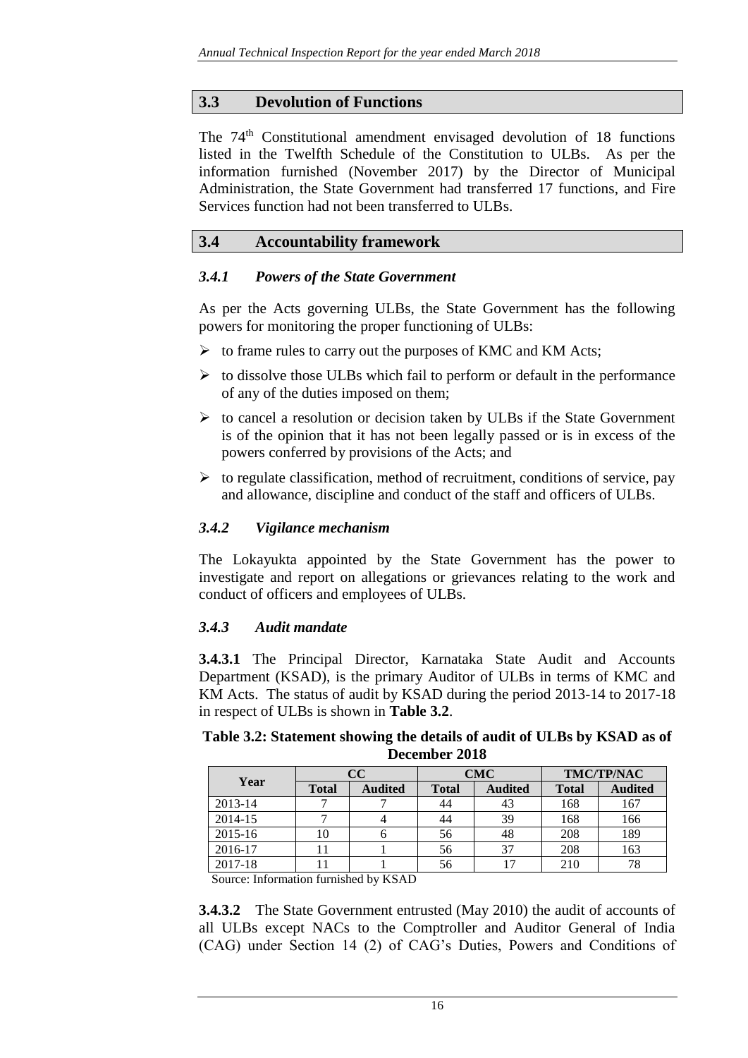## 3.3 Devolution of Functions

The 74[th] Constitutional amendment envisaged devolution of 18 functions listed in the Twelfth Schedule of the Constitution to ULBs. As per the information furnished (November 2017) by the Director of Municipal Administration, the State Government had transferred 17 functions, and Fire Services function had not been transferred to ULBs.

## 3.4 Accountability framework

### *3.4.1 Powers of the State Government*

As per the Acts governing ULBs, the State Government has the following powers for monitoring the proper functioning of ULBs:

- to frame rules to carry out the purposes of KMC and KM Acts;
- to dissolve those ULBs which fail to perform or default in the performance of any of the duties imposed on them;
- to cancel a resolution or decision taken by ULBs if the State Government is of the opinion that it has not been legally passed or is in excess of the powers conferred by provisions of the Acts; and
- to regulate classification, method of recruitment, conditions of service, pay and allowance, discipline and conduct of the staff and officers of ULBs.

### *3.4.2 Vigilance mechanism*

The Lokayukta appointed by the State Government has the power to investigate and report on allegations or grievances relating to the work and conduct of officers and employees of ULBs.

### *3.4.3 Audit mandate*

**3.4.3.1** The Principal Director, Karnataka State Audit and Accounts Department (KSAD), is the primary Auditor of ULBs in terms of KMC and KM Acts. The status of audit by KSAD during the period 2013-14 to 2017-18 in respect of ULBs is shown in **Table 3.2**.

**Table 3.2: Statement showing the details of audit of ULBs by KSAD as of December 2018**

| Year | CC | | CMC | | TMC/TP/NAC | |
|---|---|---|---|---|---|---|
| | Total | Audited | Total | Audited | Total | Audited |
| 2013-14 | 7 | 7 | 44 | 43 | 168 | 167 |
| 2014-15 | 7 | 4 | 44 | 39 | 168 | 166 |
| 2015-16 | 10 | 6 | 56 | 48 | 208 | 189 |
| 2016-17 | 11 | 1 | 56 | 37 | 208 | 163 |
| 2017-18 | 11 | 1 | 56 | 17 | 210 | 78 |

Source: Information furnished by KSAD

**3.4.3.2** The State Government entrusted (May 2010) the audit of accounts of all ULBs except NACs to the Comptroller and Auditor General of India (CAG) under Section 14 (2) of CAG's Duties, Powers and Conditions of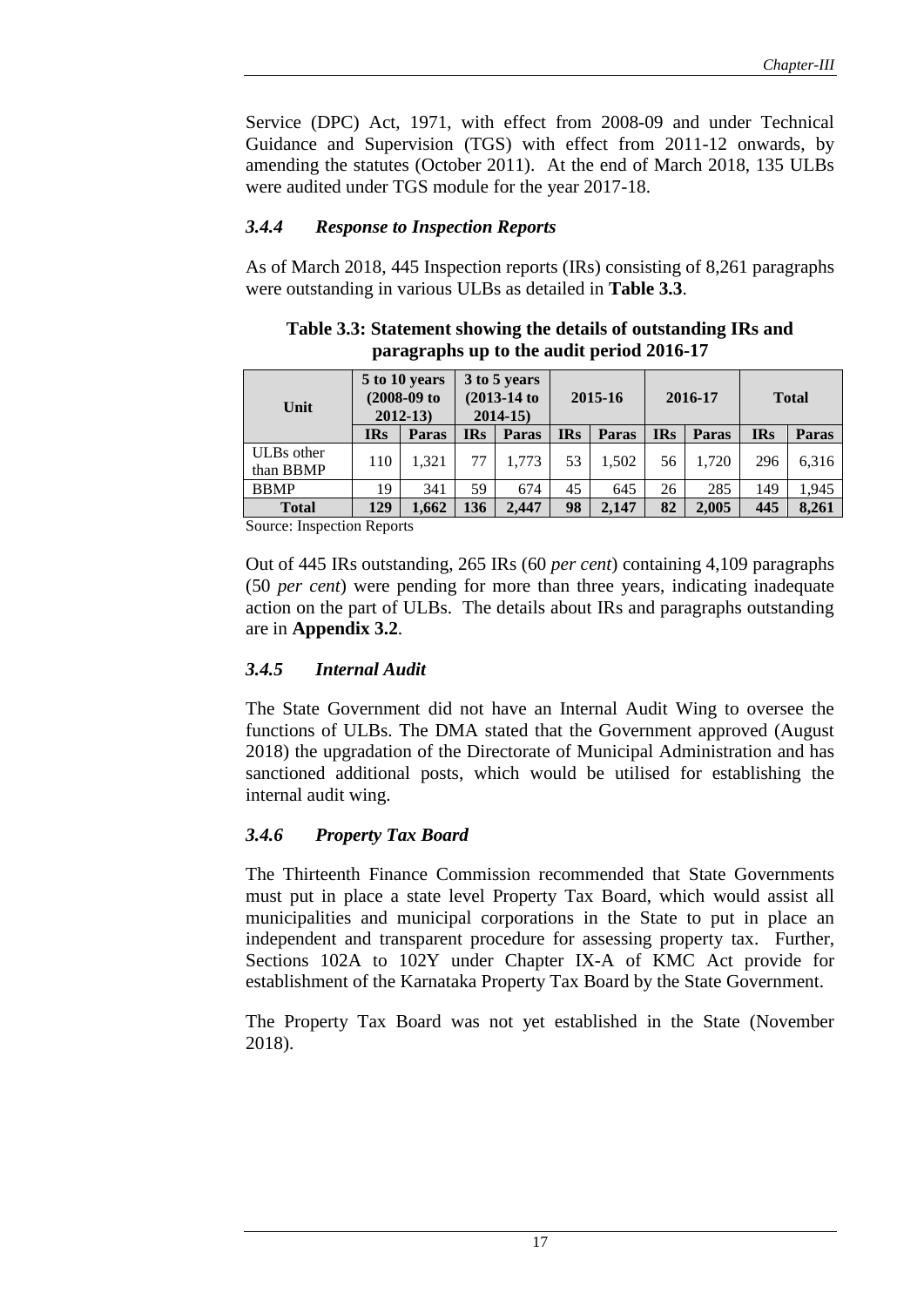Service (DPC) Act, 1971, with effect from 2008-09 and under Technical Guidance and Supervision (TGS) with effect from 2011-12 onwards, by amending the statutes (October 2011). At the end of March 2018, 135 ULBs were audited under TGS module for the year 2017-18.

### *3.4.4 Response to Inspection Reports*

As of March 2018, 445 Inspection reports (IRs) consisting of 8,261 paragraphs were outstanding in various ULBs as detailed in **Table 3.3**.

**Table 3.3: Statement showing the details of outstanding IRs and paragraphs up to the audit period 2016-17**

| Unit | 5 to 10 years (2008-09 to 2012-13) | | 3 to 5 years (2013-14 to 2014-15) | | 2015-16 | | 2016-17 | | Total | |
|---|---|---|---|---|---|---|---|---|---|---|
| | **IRs** | **Paras** | **IRs** | **Paras** | **IRs** | **Paras** | **IRs** | **Paras** | **IRs** | **Paras** |
| ULBs other than BBMP | 110 | 1,321 | 77 | 1,773 | 53 | 1,502 | 56 | 1,720 | 296 | 6,316 |
| BBMP | 19 | 341 | 59 | 674 | 45 | 645 | 26 | 285 | 149 | 1,945 |
| **Total** | **129** | **1,662** | **136** | **2,447** | **98** | **2,147** | **82** | **2,005** | **445** | **8,261** |

Source: Inspection Reports

Out of 445 IRs outstanding, 265 IRs (60 *per cent*) containing 4,109 paragraphs (50 *per cent*) were pending for more than three years, indicating inadequate action on the part of ULBs. The details about IRs and paragraphs outstanding are in **Appendix 3.2**.

### *3.4.5 Internal Audit*

The State Government did not have an Internal Audit Wing to oversee the functions of ULBs. The DMA stated that the Government approved (August 2018) the upgradation of the Directorate of Municipal Administration and has sanctioned additional posts, which would be utilised for establishing the internal audit wing.

### *3.4.6 Property Tax Board*

The Thirteenth Finance Commission recommended that State Governments must put in place a state level Property Tax Board, which would assist all municipalities and municipal corporations in the State to put in place an independent and transparent procedure for assessing property tax. Further, Sections 102A to 102Y under Chapter IX-A of KMC Act provide for establishment of the Karnataka Property Tax Board by the State Government.

The Property Tax Board was not yet established in the State (November 2018).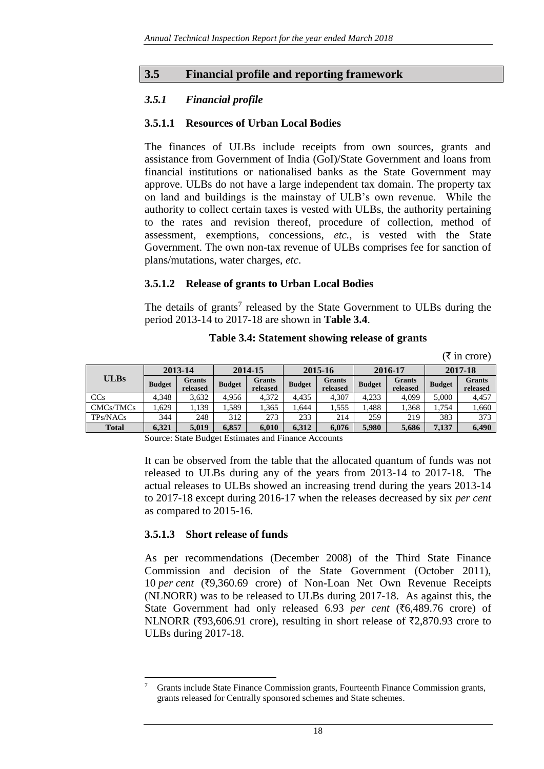## 3.5 Financial profile and reporting framework

### *3.5.1 Financial profile*

#### 3.5.1.1 Resources of Urban Local Bodies

The finances of ULBs include receipts from own sources, grants and assistance from Government of India (GoI)/State Government and loans from financial institutions or nationalised banks as the State Government may approve. ULBs do not have a large independent tax domain. The property tax on land and buildings is the mainstay of ULB's own revenue. While the authority to collect certain taxes is vested with ULBs, the authority pertaining to the rates and revision thereof, procedure of collection, method of assessment, exemptions, concessions, *etc.*, is vested with the State Government. The own non-tax revenue of ULBs comprises fee for sanction of plans/mutations, water charges, *etc*.

#### 3.5.1.2 Release of grants to Urban Local Bodies

The details of grants[7] released by the State Government to ULBs during the period 2013-14 to 2017-18 are shown in **Table 3.4**.

**Table 3.4: Statement showing release of grants**

(₹ in crore)

| ULBs | 2013-14 | | 2014-15 | | 2015-16 | | 2016-17 | | 2017-18 | |
|---|---|---|---|---|---|---|---|---|---|---|
| | Budget | Grants released | Budget | Grants released | Budget | Grants released | Budget | Grants released | Budget | Grants released |
| CCs | 4,348 | 3,632 | 4,956 | 4,372 | 4,435 | 4,307 | 4,233 | 4,099 | 5,000 | 4,457 |
| CMCs/TMCs | 1,629 | 1,139 | 1,589 | 1,365 | 1,644 | 1,555 | 1,488 | 1,368 | 1,754 | 1,660 |
| TPs/NACs | 344 | 248 | 312 | 273 | 233 | 214 | 259 | 219 | 383 | 373 |
| **Total** | **6,321** | **5,019** | **6,857** | **6,010** | **6,312** | **6,076** | **5,980** | **5,686** | **7,137** | **6,490** |

Source: State Budget Estimates and Finance Accounts

It can be observed from the table that the allocated quantum of funds was not released to ULBs during any of the years from 2013-14 to 2017-18. The actual releases to ULBs showed an increasing trend during the years 2013-14 to 2017-18 except during 2016-17 when the releases decreased by six *per cent* as compared to 2015-16.

#### 3.5.1.3 Short release of funds

As per recommendations (December 2008) of the Third State Finance Commission and decision of the State Government (October 2011), 10 *per cent* (₹9,360.69 crore) of Non-Loan Net Own Revenue Receipts (NLNORR) was to be released to ULBs during 2017-18. As against this, the State Government had only released 6.93 *per cent* (₹6,489.76 crore) of NLNORR (₹93,606.91 crore), resulting in short release of ₹2,870.93 crore to ULBs during 2017-18.

---

[7] Grants include State Finance Commission grants, Fourteenth Finance Commission grants, grants released for Centrally sponsored schemes and State schemes.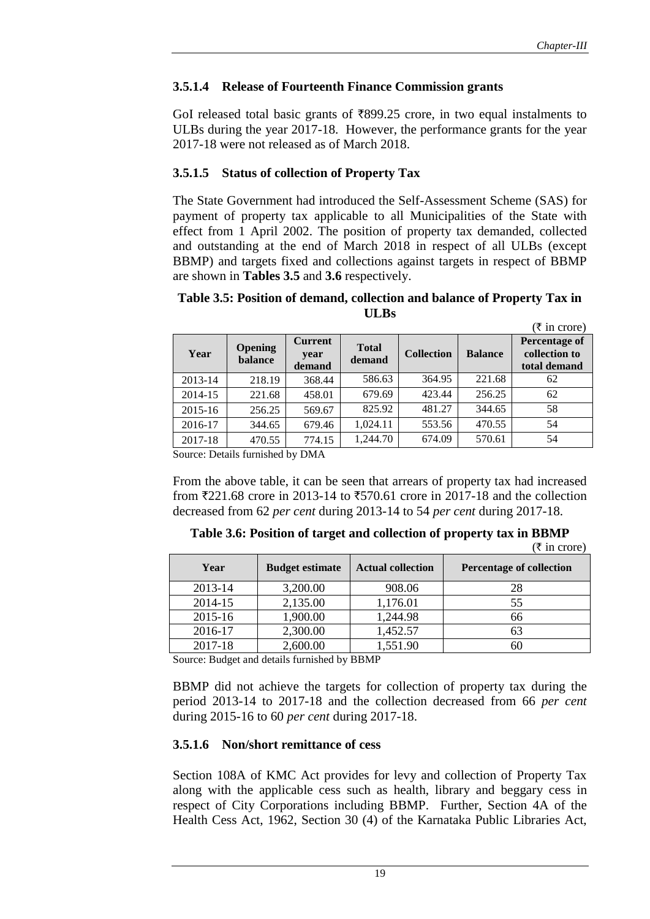### 3.5.1.4 Release of Fourteenth Finance Commission grants

GoI released total basic grants of ₹899.25 crore, in two equal instalments to ULBs during the year 2017-18. However, the performance grants for the year 2017-18 were not released as of March 2018.

### 3.5.1.5 Status of collection of Property Tax

The State Government had introduced the Self-Assessment Scheme (SAS) for payment of property tax applicable to all Municipalities of the State with effect from 1 April 2002. The position of property tax demanded, collected and outstanding at the end of March 2018 in respect of all ULBs (except BBMP) and targets fixed and collections against targets in respect of BBMP are shown in **Tables 3.5** and **3.6** respectively.

**Table 3.5: Position of demand, collection and balance of Property Tax in ULBs**

(₹ in crore)

| Year | Opening balance | Current year demand | Total demand | Collection | Balance | Percentage of collection to total demand |
|---|---|---|---|---|---|---|
| 2013-14 | 218.19 | 368.44 | 586.63 | 364.95 | 221.68 | 62 |
| 2014-15 | 221.68 | 458.01 | 679.69 | 423.44 | 256.25 | 62 |
| 2015-16 | 256.25 | 569.67 | 825.92 | 481.27 | 344.65 | 58 |
| 2016-17 | 344.65 | 679.46 | 1,024.11 | 553.56 | 470.55 | 54 |
| 2017-18 | 470.55 | 774.15 | 1,244.70 | 674.09 | 570.61 | 54 |

Source: Details furnished by DMA

From the above table, it can be seen that arrears of property tax had increased from ₹221.68 crore in 2013-14 to ₹570.61 crore in 2017-18 and the collection decreased from 62 *per cent* during 2013-14 to 54 *per cent* during 2017-18.

**Table 3.6: Position of target and collection of property tax in BBMP**

(₹ in crore)

| Year | Budget estimate | Actual collection | Percentage of collection |
|---|---|---|---|
| 2013-14 | 3,200.00 | 908.06 | 28 |
| 2014-15 | 2,135.00 | 1,176.01 | 55 |
| 2015-16 | 1,900.00 | 1,244.98 | 66 |
| 2016-17 | 2,300.00 | 1,452.57 | 63 |
| 2017-18 | 2,600.00 | 1,551.90 | 60 |

Source: Budget and details furnished by BBMP

BBMP did not achieve the targets for collection of property tax during the period 2013-14 to 2017-18 and the collection decreased from 66 *per cent* during 2015-16 to 60 *per cent* during 2017-18.

### 3.5.1.6 Non/short remittance of cess

Section 108A of KMC Act provides for levy and collection of Property Tax along with the applicable cess such as health, library and beggary cess in respect of City Corporations including BBMP. Further, Section 4A of the Health Cess Act, 1962, Section 30 (4) of the Karnataka Public Libraries Act,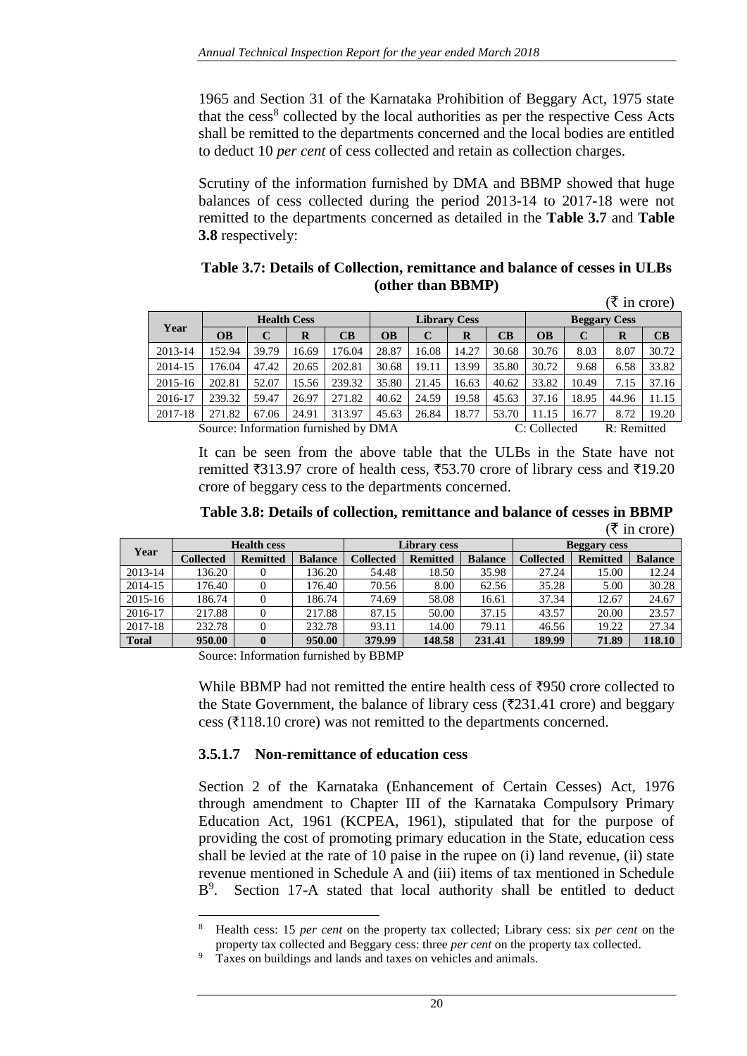1965 and Section 31 of the Karnataka Prohibition of Beggary Act, 1975 state that the cess[8] collected by the local authorities as per the respective Cess Acts shall be remitted to the departments concerned and the local bodies are entitled to deduct 10 *per cent* of cess collected and retain as collection charges.

Scrutiny of the information furnished by DMA and BBMP showed that huge balances of cess collected during the period 2013-14 to 2017-18 were not remitted to the departments concerned as detailed in the **Table 3.7** and **Table 3.8** respectively:

**Table 3.7: Details of Collection, remittance and balance of cesses in ULBs (other than BBMP)**

(₹ in crore)

| Year | Health Cess | | | | Library Cess | | | | Beggary Cess | | | |
|---|---|---|---|---|---|---|---|---|---|---|---|---|
| | **OB** | **C** | **R** | **CB** | **OB** | **C** | **R** | **CB** | **OB** | **C** | **R** | **CB** |
| 2013-14 | 152.94 | 39.79 | 16.69 | 176.04 | 28.87 | 16.08 | 14.27 | 30.68 | 30.76 | 8.03 | 8.07 | 30.72 |
| 2014-15 | 176.04 | 47.42 | 20.65 | 202.81 | 30.68 | 19.11 | 13.99 | 35.80 | 30.72 | 9.68 | 6.58 | 33.82 |
| 2015-16 | 202.81 | 52.07 | 15.56 | 239.32 | 35.80 | 21.45 | 16.63 | 40.62 | 33.82 | 10.49 | 7.15 | 37.16 |
| 2016-17 | 239.32 | 59.47 | 26.97 | 271.82 | 40.62 | 24.59 | 19.58 | 45.63 | 37.16 | 18.95 | 44.96 | 11.15 |
| 2017-18 | 271.82 | 67.06 | 24.91 | 313.97 | 45.63 | 26.84 | 18.77 | 53.70 | 11.15 | 16.77 | 8.72 | 19.20 |

Source: Information furnished by DMA C: Collected R: Remitted

It can be seen from the above table that the ULBs in the State have not remitted ₹313.97 crore of health cess, ₹53.70 crore of library cess and ₹19.20 crore of beggary cess to the departments concerned.

**Table 3.8: Details of collection, remittance and balance of cesses in BBMP**

(₹ in crore)

| Year | Health cess | | | Library cess | | | Beggary cess | | |
|---|---|---|---|---|---|---|---|---|---|
| | **Collected** | **Remitted** | **Balance** | **Collected** | **Remitted** | **Balance** | **Collected** | **Remitted** | **Balance** |
| 2013-14 | 136.20 | 0 | 136.20 | 54.48 | 18.50 | 35.98 | 27.24 | 15.00 | 12.24 |
| 2014-15 | 176.40 | 0 | 176.40 | 70.56 | 8.00 | 62.56 | 35.28 | 5.00 | 30.28 |
| 2015-16 | 186.74 | 0 | 186.74 | 74.69 | 58.08 | 16.61 | 37.34 | 12.67 | 24.67 |
| 2016-17 | 217.88 | 0 | 217.88 | 87.15 | 50.00 | 37.15 | 43.57 | 20.00 | 23.57 |
| 2017-18 | 232.78 | 0 | 232.78 | 93.11 | 14.00 | 79.11 | 46.56 | 19.22 | 27.34 |
| **Total** | **950.00** | **0** | **950.00** | **379.99** | **148.58** | **231.41** | **189.99** | **71.89** | **118.10** |

Source: Information furnished by BBMP

While BBMP had not remitted the entire health cess of ₹950 crore collected to the State Government, the balance of library cess (₹231.41 crore) and beggary cess (₹118.10 crore) was not remitted to the departments concerned.

### 3.5.1.7 Non-remittance of education cess

Section 2 of the Karnataka (Enhancement of Certain Cesses) Act, 1976 through amendment to Chapter III of the Karnataka Compulsory Primary Education Act, 1961 (KCPEA, 1961), stipulated that for the purpose of providing the cost of promoting primary education in the State, education cess shall be levied at the rate of 10 paise in the rupee on (i) land revenue, (ii) state revenue mentioned in Schedule A and (iii) items of tax mentioned in Schedule B[9]. Section 17-A stated that local authority shall be entitled to deduct

---

[8] Health cess: 15 *per cent* on the property tax collected; Library cess: six *per cent* on the property tax collected and Beggary cess: three *per cent* on the property tax collected.

[9] Taxes on buildings and lands and taxes on vehicles and animals.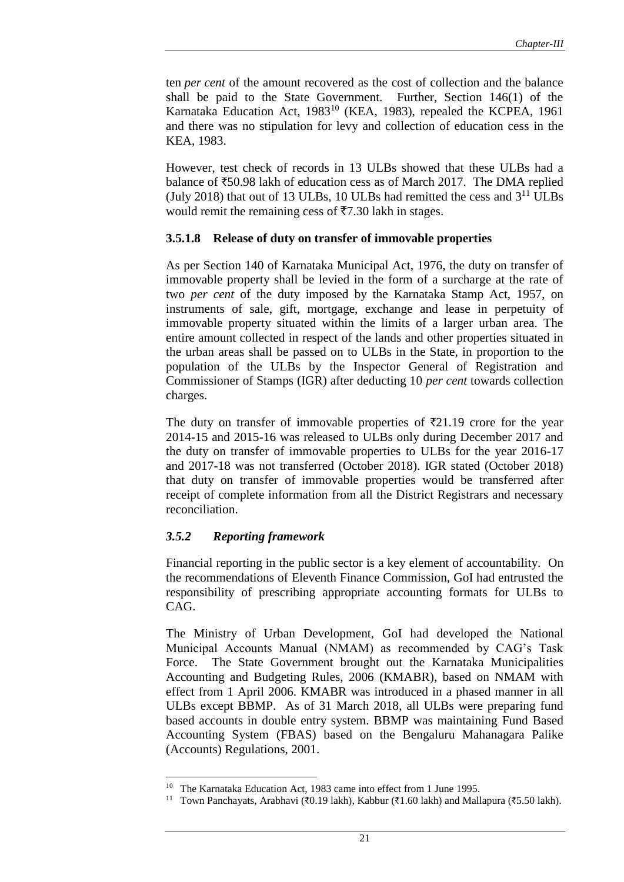ten *per cent* of the amount recovered as the cost of collection and the balance shall be paid to the State Government. Further, Section 146(1) of the Karnataka Education Act, 1983[10] (KEA, 1983), repealed the KCPEA, 1961 and there was no stipulation for levy and collection of education cess in the KEA, 1983.

However, test check of records in 13 ULBs showed that these ULBs had a balance of ₹50.98 lakh of education cess as of March 2017. The DMA replied (July 2018) that out of 13 ULBs, 10 ULBs had remitted the cess and 3[11] ULBs would remit the remaining cess of ₹7.30 lakh in stages.

### 3.5.1.8 Release of duty on transfer of immovable properties

As per Section 140 of Karnataka Municipal Act, 1976, the duty on transfer of immovable property shall be levied in the form of a surcharge at the rate of two *per cent* of the duty imposed by the Karnataka Stamp Act, 1957, on instruments of sale, gift, mortgage, exchange and lease in perpetuity of immovable property situated within the limits of a larger urban area. The entire amount collected in respect of the lands and other properties situated in the urban areas shall be passed on to ULBs in the State, in proportion to the population of the ULBs by the Inspector General of Registration and Commissioner of Stamps (IGR) after deducting 10 *per cent* towards collection charges.

The duty on transfer of immovable properties of ₹21.19 crore for the year 2014-15 and 2015-16 was released to ULBs only during December 2017 and the duty on transfer of immovable properties to ULBs for the year 2016-17 and 2017-18 was not transferred (October 2018). IGR stated (October 2018) that duty on transfer of immovable properties would be transferred after receipt of complete information from all the District Registrars and necessary reconciliation.

### *3.5.2 Reporting framework*

Financial reporting in the public sector is a key element of accountability. On the recommendations of Eleventh Finance Commission, GoI had entrusted the responsibility of prescribing appropriate accounting formats for ULBs to CAG.

The Ministry of Urban Development, GoI had developed the National Municipal Accounts Manual (NMAM) as recommended by CAG's Task Force. The State Government brought out the Karnataka Municipalities Accounting and Budgeting Rules, 2006 (KMABR), based on NMAM with effect from 1 April 2006. KMABR was introduced in a phased manner in all ULBs except BBMP. As of 31 March 2018, all ULBs were preparing fund based accounts in double entry system. BBMP was maintaining Fund Based Accounting System (FBAS) based on the Bengaluru Mahanagara Palike (Accounts) Regulations, 2001.

---

[10] The Karnataka Education Act, 1983 came into effect from 1 June 1995.

[11] Town Panchayats, Arabhavi (₹0.19 lakh), Kabbur (₹1.60 lakh) and Mallapura (₹5.50 lakh).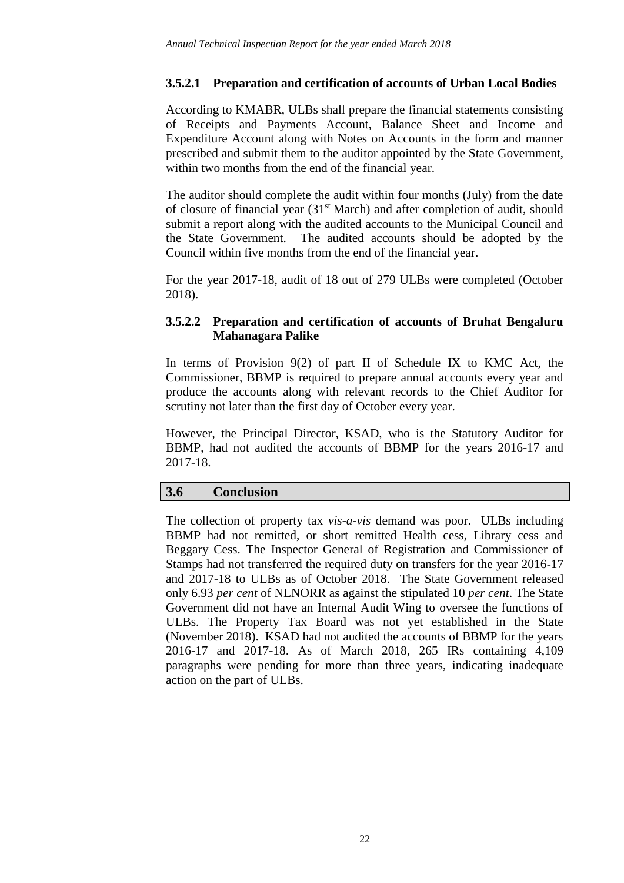### 3.5.2.1 Preparation and certification of accounts of Urban Local Bodies

According to KMABR, ULBs shall prepare the financial statements consisting of Receipts and Payments Account, Balance Sheet and Income and Expenditure Account along with Notes on Accounts in the form and manner prescribed and submit them to the auditor appointed by the State Government, within two months from the end of the financial year.

The auditor should complete the audit within four months (July) from the date of closure of financial year (31st March) and after completion of audit, should submit a report along with the audited accounts to the Municipal Council and the State Government. The audited accounts should be adopted by the Council within five months from the end of the financial year.

For the year 2017-18, audit of 18 out of 279 ULBs were completed (October 2018).

### 3.5.2.2 Preparation and certification of accounts of Bruhat Bengaluru Mahanagara Palike

In terms of Provision 9(2) of part II of Schedule IX to KMC Act, the Commissioner, BBMP is required to prepare annual accounts every year and produce the accounts along with relevant records to the Chief Auditor for scrutiny not later than the first day of October every year.

However, the Principal Director, KSAD, who is the Statutory Auditor for BBMP, had not audited the accounts of BBMP for the years 2016-17 and 2017-18.

## 3.6 Conclusion

The collection of property tax *vis-a-vis* demand was poor. ULBs including BBMP had not remitted, or short remitted Health cess, Library cess and Beggary Cess. The Inspector General of Registration and Commissioner of Stamps had not transferred the required duty on transfers for the year 2016-17 and 2017-18 to ULBs as of October 2018. The State Government released only 6.93 *per cent* of NLNORR as against the stipulated 10 *per cent*. The State Government did not have an Internal Audit Wing to oversee the functions of ULBs. The Property Tax Board was not yet established in the State (November 2018). KSAD had not audited the accounts of BBMP for the years 2016-17 and 2017-18. As of March 2018, 265 IRs containing 4,109 paragraphs were pending for more than three years, indicating inadequate action on the part of ULBs.